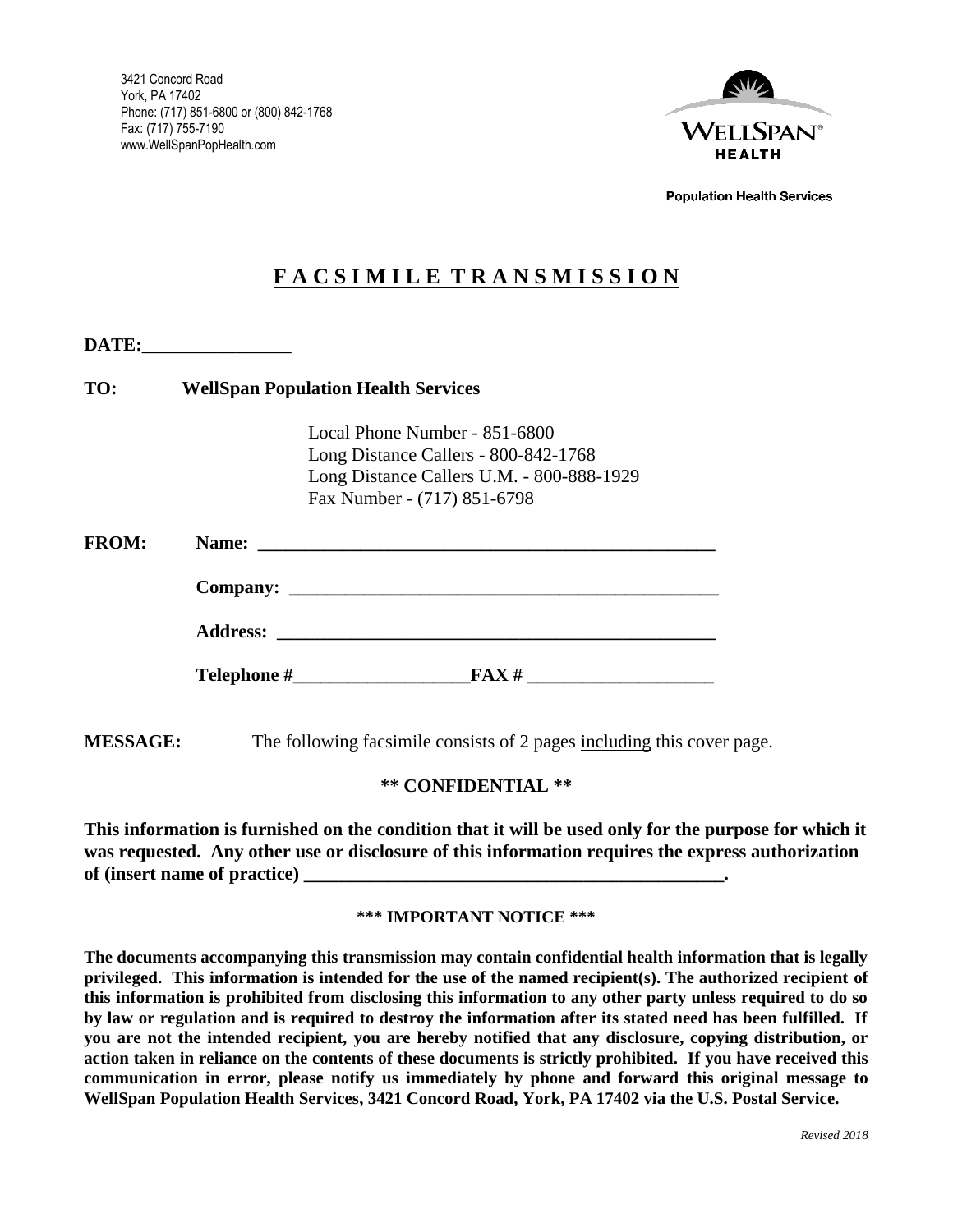3421 Concord Road
York, PA 17402
Phone: (717) 851-6800 or (800) 842-1768
Fax: (717) 755-7190
www.WellSpanPopHealth.com

WELLSPAN® HEALTH

Population Health Services

# F A C S I M I L E T R A N S M I S S I O N

**DATE:________________**

**TO:** **WellSpan Population Health Services**

Local Phone Number - 851-6800
Long Distance Callers - 800-842-1768
Long Distance Callers U.M. - 800-888-1929
Fax Number - (717) 851-6798

**FROM:** **Name: ____________________________________________________**

**Company: _______________________________________________**

**Address: ________________________________________________**

**Telephone #__________________FAX # ___________________**

**MESSAGE:** The following facsimile consists of 2 pages including this cover page.

**\*\* CONFIDENTIAL \*\***

**This information is furnished on the condition that it will be used only for the purpose for which it was requested. Any other use or disclosure of this information requires the express authorization of (insert name of practice) _____________________________________________.**

**\*\*\* IMPORTANT NOTICE \*\*\***

**The documents accompanying this transmission may contain confidential health information that is legally privileged. This information is intended for the use of the named recipient(s). The authorized recipient of this information is prohibited from disclosing this information to any other party unless required to do so by law or regulation and is required to destroy the information after its stated need has been fulfilled. If you are not the intended recipient, you are hereby notified that any disclosure, copying distribution, or action taken in reliance on the contents of these documents is strictly prohibited. If you have received this communication in error, please notify us immediately by phone and forward this original message to WellSpan Population Health Services, 3421 Concord Road, York, PA 17402 via the U.S. Postal Service.**

*Revised 2018*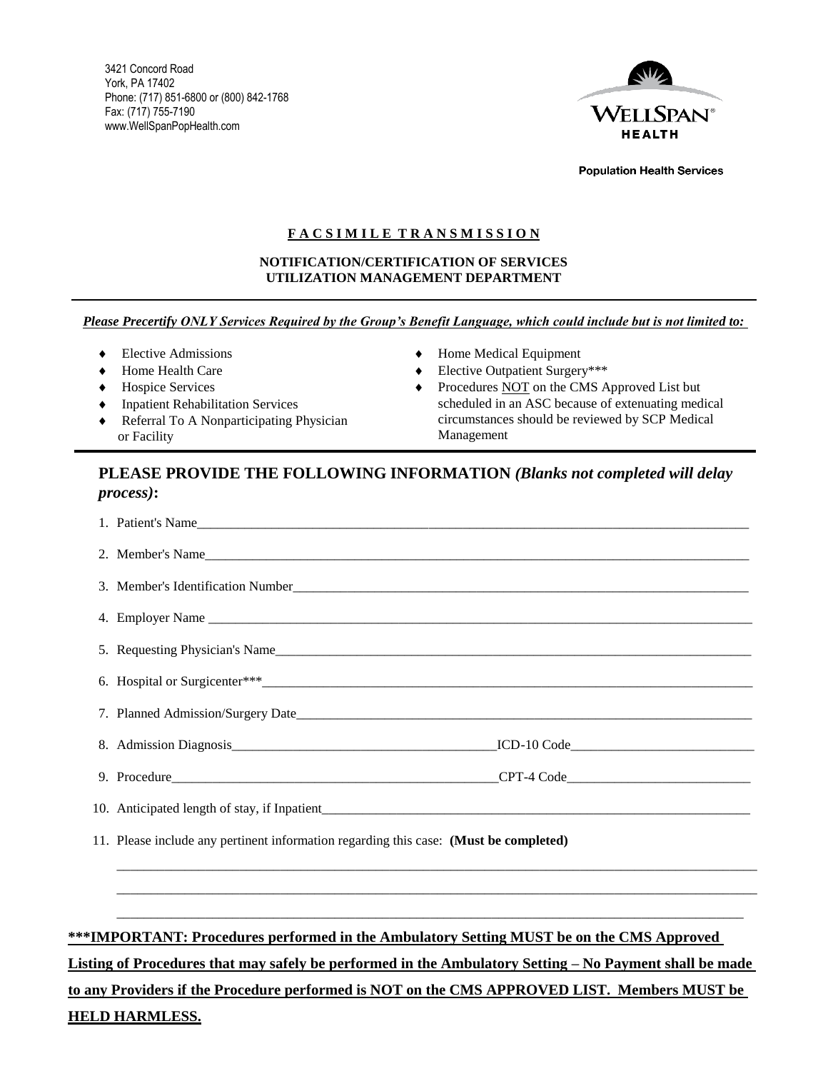3421 Concord Road
York, PA 17402
Phone: (717) 851-6800 or (800) 842-1768
Fax: (717) 755-7190
www.WellSpanPopHealth.com

WELLSPAN® HEALTH

Population Health Services

**F A C S I M I L E  T R A N S M I S S I O N**

**NOTIFICATION/CERTIFICATION OF SERVICES**
**UTILIZATION MANAGEMENT DEPARTMENT**

***Please Precertify ONLY Services Required by the Group's Benefit Language, which could include but is not limited to:***

- Elective Admissions
- Home Health Care
- Hospice Services
- Inpatient Rehabilitation Services
- Referral To A Nonparticipating Physician or Facility
- Home Medical Equipment
- Elective Outpatient Surgery***
- Procedures NOT on the CMS Approved List but scheduled in an ASC because of extenuating medical circumstances should be reviewed by SCP Medical Management

## PLEASE PROVIDE THE FOLLOWING INFORMATION *(Blanks not completed will delay process)*:

1. Patient's Name_______________________________________________
2. Member's Name_______________________________________________
3. Member's Identification Number_______________________________________________
4. Employer Name _______________________________________________
5. Requesting Physician's Name_______________________________________________
6. Hospital or Surgicenter***_______________________________________________
7. Planned Admission/Surgery Date_______________________________________________
8. Admission Diagnosis_______________________ICD-10 Code_______________________
9. Procedure_______________________CPT-4 Code_______________________
10. Anticipated length of stay, if Inpatient_______________________________________________
11. Please include any pertinent information regarding this case: **(Must be completed)**

_______________________________________________

_______________________________________________

_______________________________________________

**\*\*\*IMPORTANT: Procedures performed in the Ambulatory Setting MUST be on the CMS Approved Listing of Procedures that may safely be performed in the Ambulatory Setting – No Payment shall be made to any Providers if the Procedure performed is NOT on the CMS APPROVED LIST. Members MUST be HELD HARMLESS.**